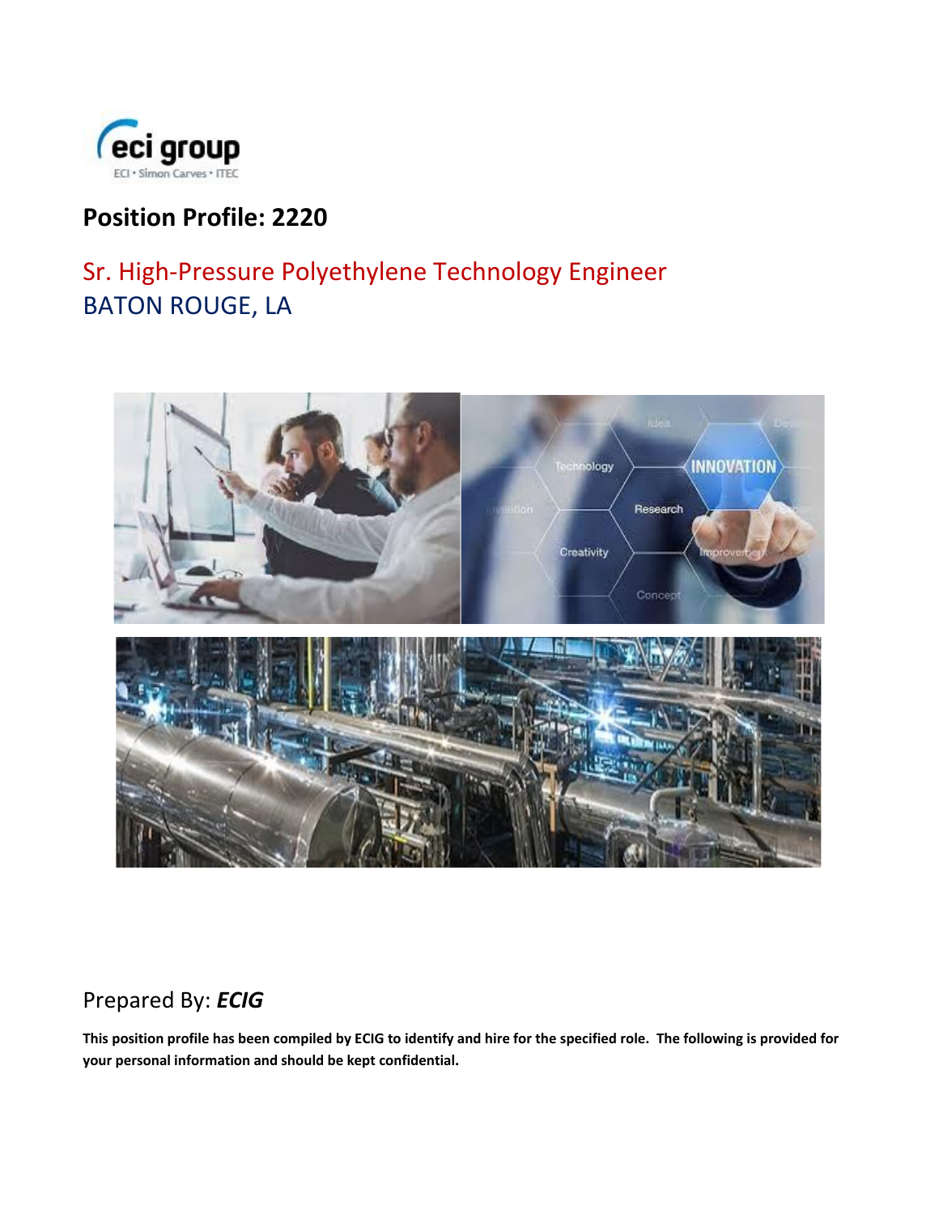# Position Profile: 2220

## Sr. High-Pressure Polyethylene Technology Engineer

## BATON ROUGE, LA

Prepared By: ***ECIG***

**This position profile has been compiled by ECIG to identify and hire for the specified role. The following is provided for your personal information and should be kept confidential.**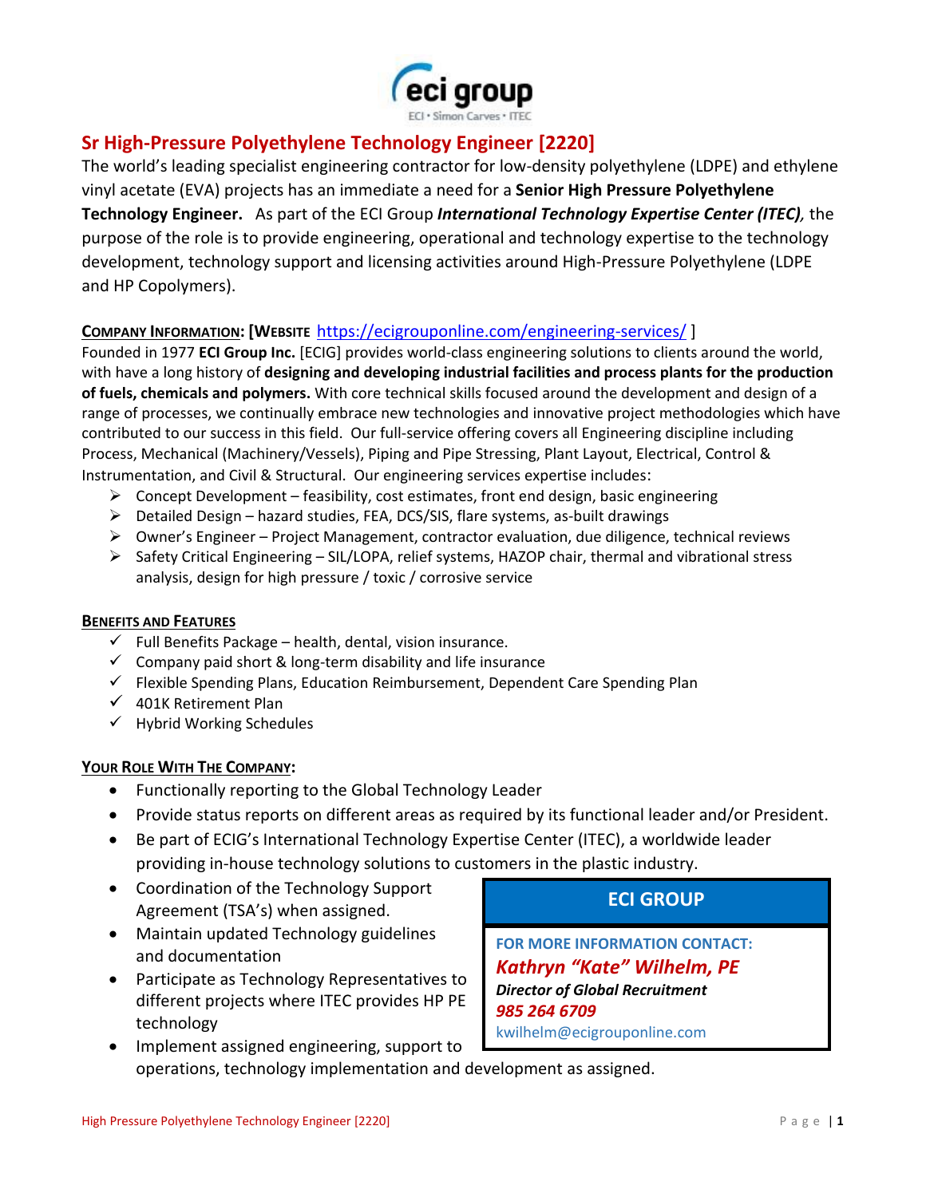eci group

ECI • Simon Carves • ITEC

# Sr High-Pressure Polyethylene Technology Engineer [2220]

The world's leading specialist engineering contractor for low-density polyethylene (LDPE) and ethylene vinyl acetate (EVA) projects has an immediate a need for a **Senior High Pressure Polyethylene Technology Engineer.** As part of the ECI Group ***International Technology Expertise Center (ITEC)***, the purpose of the role is to provide engineering, operational and technology expertise to the technology development, technology support and licensing activities around High-Pressure Polyethylene (LDPE and HP Copolymers).

**Company Information: [Website** https://ecigrouponline.com/engineering-services/ ]

Founded in 1977 **ECI Group Inc.** [ECIG] provides world-class engineering solutions to clients around the world, with have a long history of **designing and developing industrial facilities and process plants for the production of fuels, chemicals and polymers.** With core technical skills focused around the development and design of a range of processes, we continually embrace new technologies and innovative project methodologies which have contributed to our success in this field. Our full-service offering covers all Engineering discipline including Process, Mechanical (Machinery/Vessels), Piping and Pipe Stressing, Plant Layout, Electrical, Control & Instrumentation, and Civil & Structural. Our engineering services expertise includes:

- Concept Development – feasibility, cost estimates, front end design, basic engineering
- Detailed Design – hazard studies, FEA, DCS/SIS, flare systems, as-built drawings
- Owner's Engineer – Project Management, contractor evaluation, due diligence, technical reviews
- Safety Critical Engineering – SIL/LOPA, relief systems, HAZOP chair, thermal and vibrational stress analysis, design for high pressure / toxic / corrosive service

**Benefits and Features**

- Full Benefits Package – health, dental, vision insurance.
- Company paid short & long-term disability and life insurance
- Flexible Spending Plans, Education Reimbursement, Dependent Care Spending Plan
- 401K Retirement Plan
- Hybrid Working Schedules

**Your Role With The Company:**

- Functionally reporting to the Global Technology Leader
- Provide status reports on different areas as required by its functional leader and/or President.
- Be part of ECIG's International Technology Expertise Center (ITEC), a worldwide leader providing in-house technology solutions to customers in the plastic industry.
- Coordination of the Technology Support Agreement (TSA's) when assigned.
- Maintain updated Technology guidelines and documentation
- Participate as Technology Representatives to different projects where ITEC provides HP PE technology
- Implement assigned engineering, support to operations, technology implementation and development as assigned.

**ECI GROUP**

FOR MORE INFORMATION CONTACT:

***Kathryn "Kate" Wilhelm, PE***

***Director of Global Recruitment***

***985 264 6709***

kwilhelm@ecigrouponline.com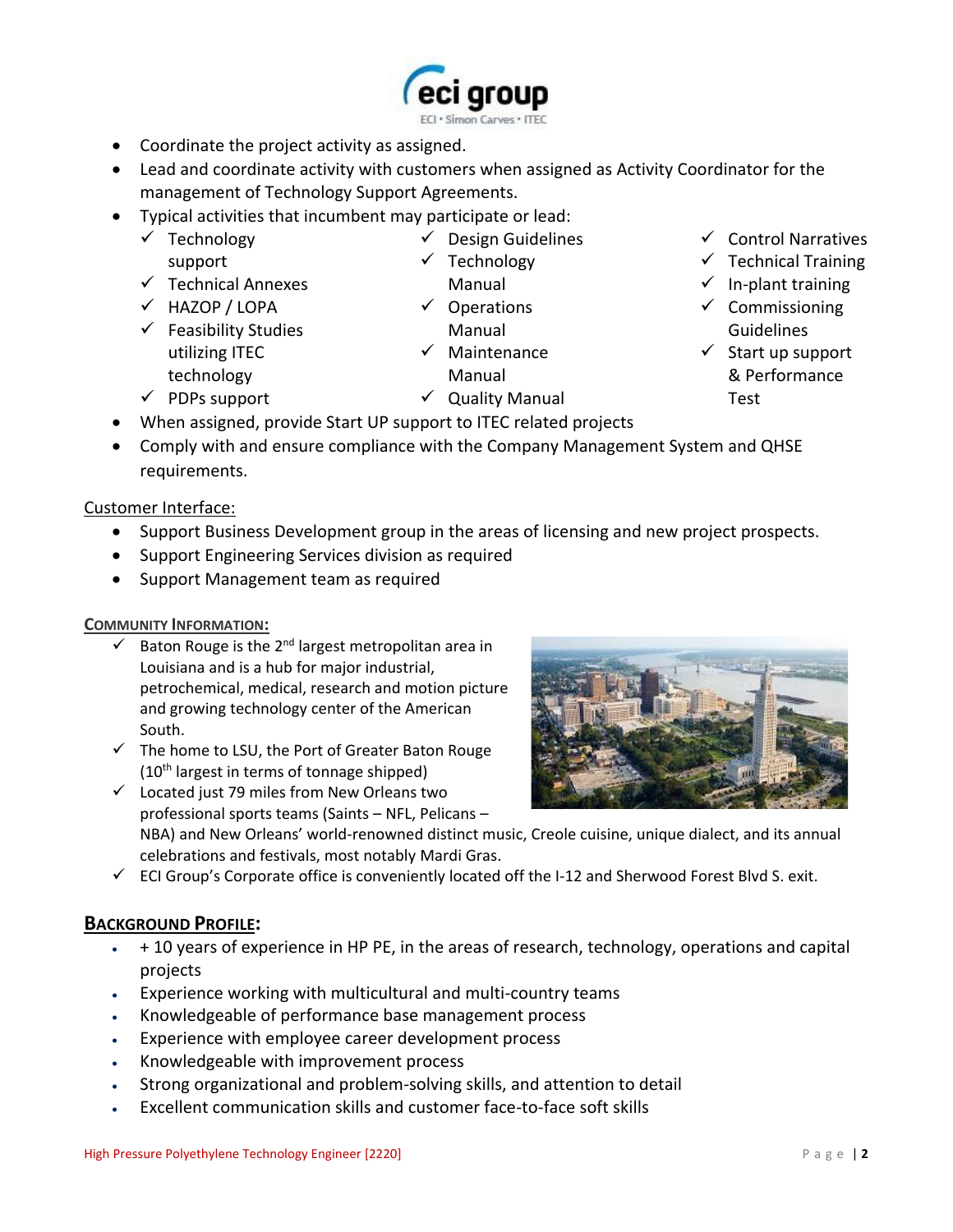- Coordinate the project activity as assigned.
- Lead and coordinate activity with customers when assigned as Activity Coordinator for the management of Technology Support Agreements.
- Typical activities that incumbent may participate or lead:
  - ✓ Technology support
  - ✓ Technical Annexes
  - ✓ HAZOP / LOPA
  - ✓ Feasibility Studies utilizing ITEC technology
  - ✓ PDPs support
  - ✓ Design Guidelines
  - ✓ Technology Manual
  - ✓ Operations Manual
  - ✓ Maintenance Manual
  - ✓ Quality Manual
  - ✓ Control Narratives
  - ✓ Technical Training
  - ✓ In-plant training
  - ✓ Commissioning Guidelines
  - ✓ Start up support & Performance Test
- When assigned, provide Start UP support to ITEC related projects
- Comply with and ensure compliance with the Company Management System and QHSE requirements.

Customer Interface:

- Support Business Development group in the areas of licensing and new project prospects.
- Support Engineering Services division as required
- Support Management team as required

**COMMUNITY INFORMATION:**

- ✓ Baton Rouge is the 2nd largest metropolitan area in Louisiana and is a hub for major industrial, petrochemical, medical, research and motion picture and growing technology center of the American South.
- ✓ The home to LSU, the Port of Greater Baton Rouge (10th largest in terms of tonnage shipped)
- ✓ Located just 79 miles from New Orleans two professional sports teams (Saints – NFL, Pelicans – NBA) and New Orleans' world-renowned distinct music, Creole cuisine, unique dialect, and its annual celebrations and festivals, most notably Mardi Gras.
- ✓ ECI Group's Corporate office is conveniently located off the I-12 and Sherwood Forest Blvd S. exit.

## BACKGROUND PROFILE:

- + 10 years of experience in HP PE, in the areas of research, technology, operations and capital projects
- Experience working with multicultural and multi-country teams
- Knowledgeable of performance base management process
- Experience with employee career development process
- Knowledgeable with improvement process
- Strong organizational and problem-solving skills, and attention to detail
- Excellent communication skills and customer face-to-face soft skills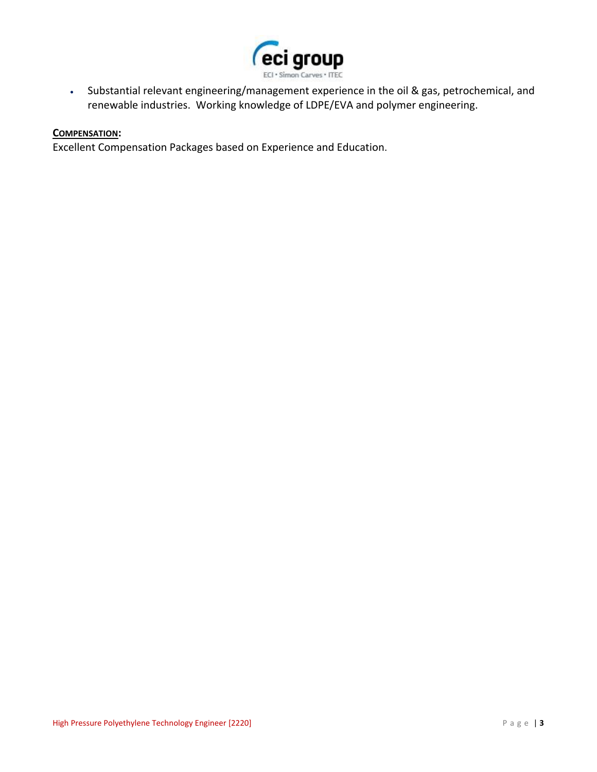- Substantial relevant engineering/management experience in the oil & gas, petrochemical, and renewable industries. Working knowledge of LDPE/EVA and polymer engineering.

**COMPENSATION:**

Excellent Compensation Packages based on Experience and Education.